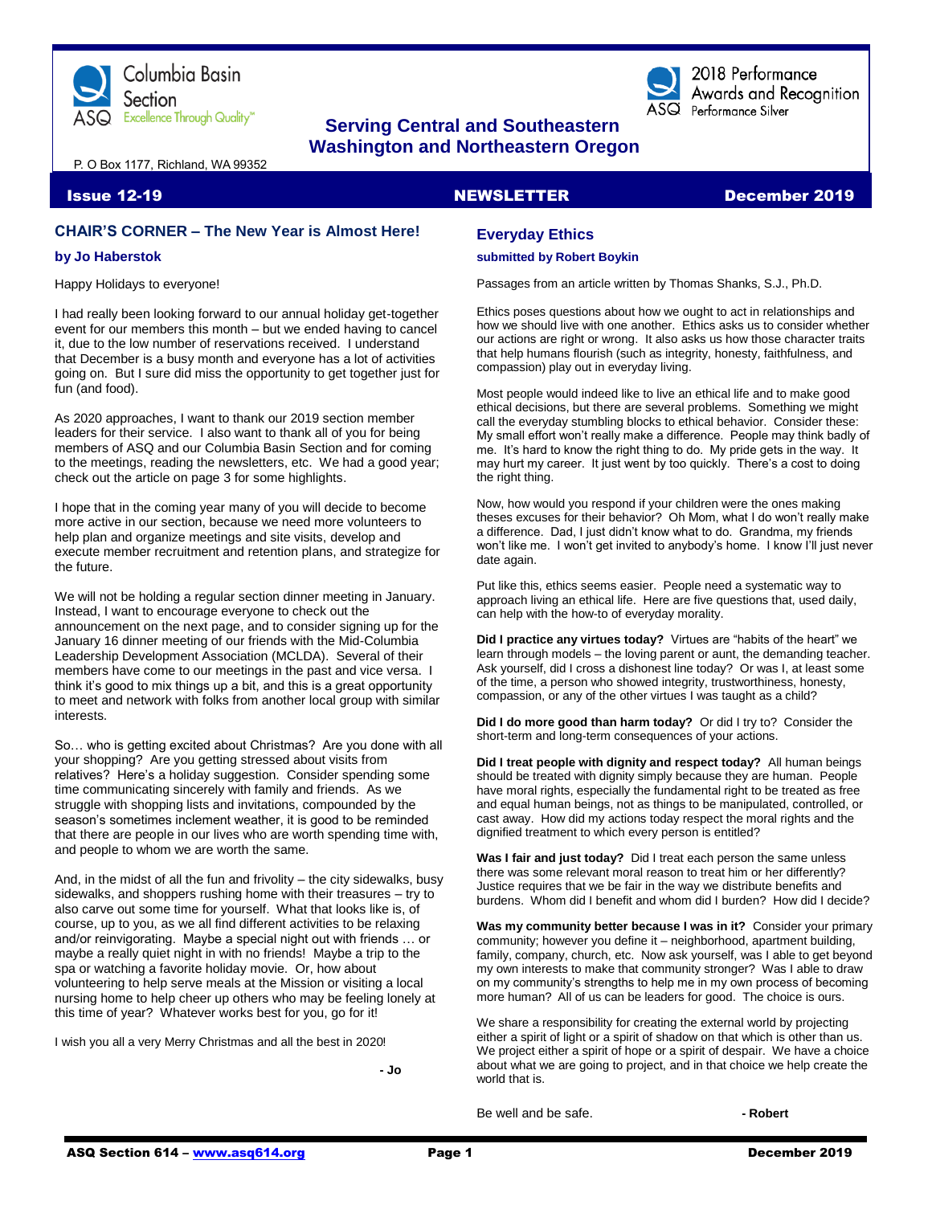Columbia Basin Section
ASQ Excellence Through Quality™

2018 Performance Awards and Recognition
ASQ Performance Silver

**Serving Central and Southeastern Washington and Northeastern Oregon**

P. O Box 1177, Richland, WA 99352

**Issue 12-19** **NEWSLETTER** **December 2019**

## CHAIR'S CORNER – The New Year is Almost Here!

**by Jo Haberstok**

Happy Holidays to everyone!

I had really been looking forward to our annual holiday get-together event for our members this month – but we ended having to cancel it, due to the low number of reservations received. I understand that December is a busy month and everyone has a lot of activities going on. But I sure did miss the opportunity to get together just for fun (and food).

As 2020 approaches, I want to thank our 2019 section member leaders for their service. I also want to thank all of you for being members of ASQ and our Columbia Basin Section and for coming to the meetings, reading the newsletters, etc. We had a good year; check out the article on page 3 for some highlights.

I hope that in the coming year many of you will decide to become more active in our section, because we need more volunteers to help plan and organize meetings and site visits, develop and execute member recruitment and retention plans, and strategize for the future.

We will not be holding a regular section dinner meeting in January. Instead, I want to encourage everyone to check out the announcement on the next page, and to consider signing up for the January 16 dinner meeting of our friends with the Mid-Columbia Leadership Development Association (MCLDA). Several of their members have come to our meetings in the past and vice versa. I think it's good to mix things up a bit, and this is a great opportunity to meet and network with folks from another local group with similar interests.

So… who is getting excited about Christmas? Are you done with all your shopping? Are you getting stressed about visits from relatives? Here's a holiday suggestion. Consider spending some time communicating sincerely with family and friends. As we struggle with shopping lists and invitations, compounded by the season's sometimes inclement weather, it is good to be reminded that there are people in our lives who are worth spending time with, and people to whom we are worth the same.

And, in the midst of all the fun and frivolity – the city sidewalks, busy sidewalks, and shoppers rushing home with their treasures – try to also carve out some time for yourself. What that looks like is, of course, up to you, as we all find different activities to be relaxing and/or reinvigorating. Maybe a special night out with friends … or maybe a really quiet night in with no friends! Maybe a trip to the spa or watching a favorite holiday movie. Or, how about volunteering to help serve meals at the Mission or visiting a local nursing home to help cheer up others who may be feeling lonely at this time of year? Whatever works best for you, go for it!

I wish you all a very Merry Christmas and all the best in 2020!

**- Jo**

## Everyday Ethics

**submitted by Robert Boykin**

Passages from an article written by Thomas Shanks, S.J., Ph.D.

Ethics poses questions about how we ought to act in relationships and how we should live with one another. Ethics asks us to consider whether our actions are right or wrong. It also asks us how those character traits that help humans flourish (such as integrity, honesty, faithfulness, and compassion) play out in everyday living.

Most people would indeed like to live an ethical life and to make good ethical decisions, but there are several problems. Something we might call the everyday stumbling blocks to ethical behavior. Consider these: My small effort won't really make a difference. People may think badly of me. It's hard to know the right thing to do. My pride gets in the way. It may hurt my career. It just went by too quickly. There's a cost to doing the right thing.

Now, how would you respond if your children were the ones making theses excuses for their behavior? Oh Mom, what I do won't really make a difference. Dad, I just didn't know what to do. Grandma, my friends won't like me. I won't get invited to anybody's home. I know I'll just never date again.

Put like this, ethics seems easier. People need a systematic way to approach living an ethical life. Here are five questions that, used daily, can help with the how-to of everyday morality.

**Did I practice any virtues today?** Virtues are "habits of the heart" we learn through models – the loving parent or aunt, the demanding teacher. Ask yourself, did I cross a dishonest line today? Or was I, at least some of the time, a person who showed integrity, trustworthiness, honesty, compassion, or any of the other virtues I was taught as a child?

**Did I do more good than harm today?** Or did I try to? Consider the short-term and long-term consequences of your actions.

**Did I treat people with dignity and respect today?** All human beings should be treated with dignity simply because they are human. People have moral rights, especially the fundamental right to be treated as free and equal human beings, not as things to be manipulated, controlled, or cast away. How did my actions today respect the moral rights and the dignified treatment to which every person is entitled?

**Was I fair and just today?** Did I treat each person the same unless there was some relevant moral reason to treat him or her differently? Justice requires that we be fair in the way we distribute benefits and burdens. Whom did I benefit and whom did I burden? How did I decide?

**Was my community better because I was in it?** Consider your primary community; however you define it – neighborhood, apartment building, family, company, church, etc. Now ask yourself, was I able to get beyond my own interests to make that community stronger? Was I able to draw on my community's strengths to help me in my own process of becoming more human? All of us can be leaders for good. The choice is ours.

We share a responsibility for creating the external world by projecting either a spirit of light or a spirit of shadow on that which is other than us. We project either a spirit of hope or a spirit of despair. We have a choice about what we are going to project, and in that choice we help create the world that is.

Be well and be safe. **- Robert**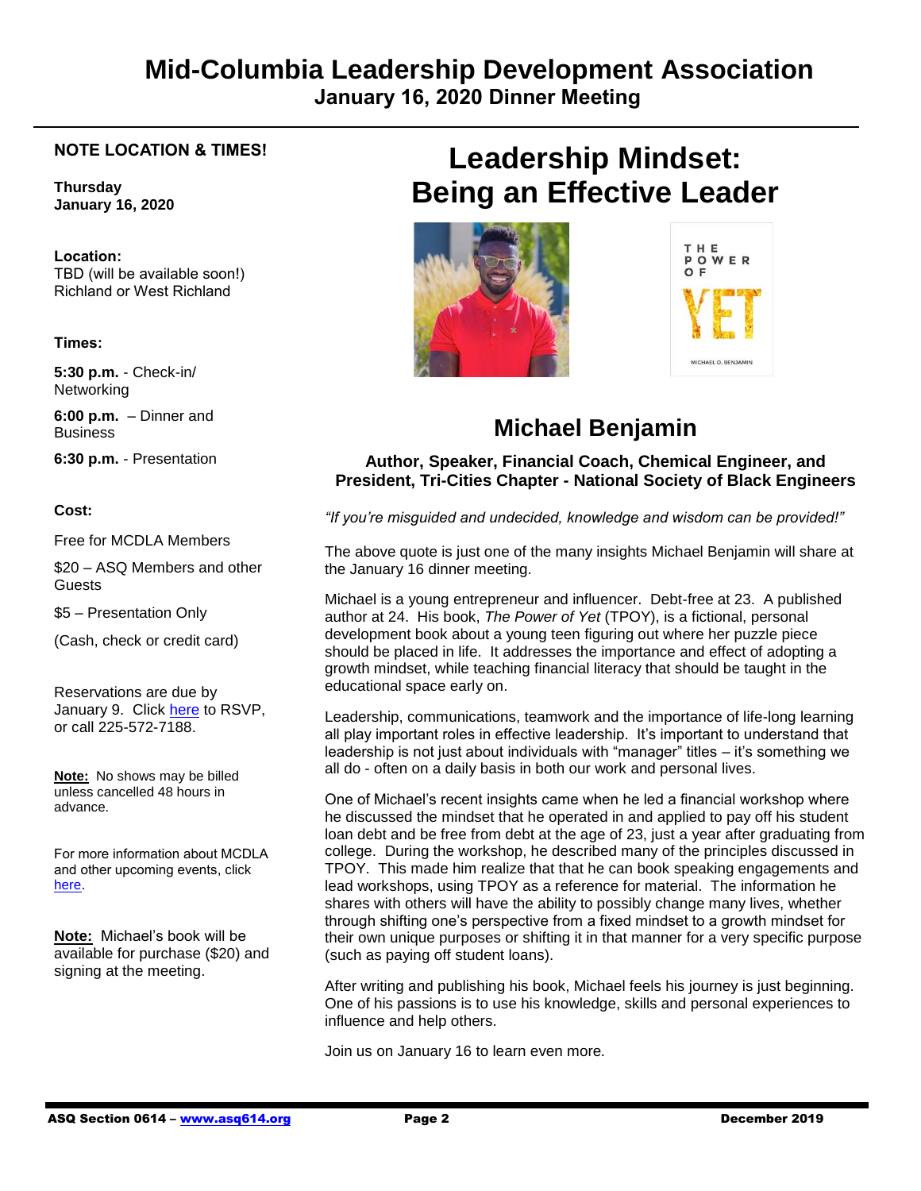# Mid-Columbia Leadership Development Association

## January 16, 2020 Dinner Meeting

**NOTE LOCATION & TIMES!**

**Thursday**
**January 16, 2020**

**Location:**
TBD (will be available soon!)
Richland or West Richland

**Times:**

**5:30 p.m.** - Check-in/ Networking

**6:00 p.m.** – Dinner and Business

**6:30 p.m.** - Presentation

**Cost:**

Free for MCDLA Members

$20 – ASQ Members and other Guests

$5 – Presentation Only

(Cash, check or credit card)

Reservations are due by January 9. Click here to RSVP, or call 225-572-7188.

**Note:** No shows may be billed unless cancelled 48 hours in advance.

For more information about MCDLA and other upcoming events, click here.

**Note:** Michael's book will be available for purchase ($20) and signing at the meeting.

# Leadership Mindset: Being an Effective Leader

## Michael Benjamin

### Author, Speaker, Financial Coach, Chemical Engineer, and President, Tri-Cities Chapter - National Society of Black Engineers

*"If you're misguided and undecided, knowledge and wisdom can be provided!"*

The above quote is just one of the many insights Michael Benjamin will share at the January 16 dinner meeting.

Michael is a young entrepreneur and influencer. Debt-free at 23. A published author at 24. His book, *The Power of Yet* (TPOY), is a fictional, personal development book about a young teen figuring out where her puzzle piece should be placed in life. It addresses the importance and effect of adopting a growth mindset, while teaching financial literacy that should be taught in the educational space early on.

Leadership, communications, teamwork and the importance of life-long learning all play important roles in effective leadership. It's important to understand that leadership is not just about individuals with "manager" titles – it's something we all do - often on a daily basis in both our work and personal lives.

One of Michael's recent insights came when he led a financial workshop where he discussed the mindset that he operated in and applied to pay off his student loan debt and be free from debt at the age of 23, just a year after graduating from college. During the workshop, he described many of the principles discussed in TPOY. This made him realize that that he can book speaking engagements and lead workshops, using TPOY as a reference for material. The information he shares with others will have the ability to possibly change many lives, whether through shifting one's perspective from a fixed mindset to a growth mindset for their own unique purposes or shifting it in that manner for a very specific purpose (such as paying off student loans).

After writing and publishing his book, Michael feels his journey is just beginning. One of his passions is to use his knowledge, skills and personal experiences to influence and help others.

Join us on January 16 to learn even more.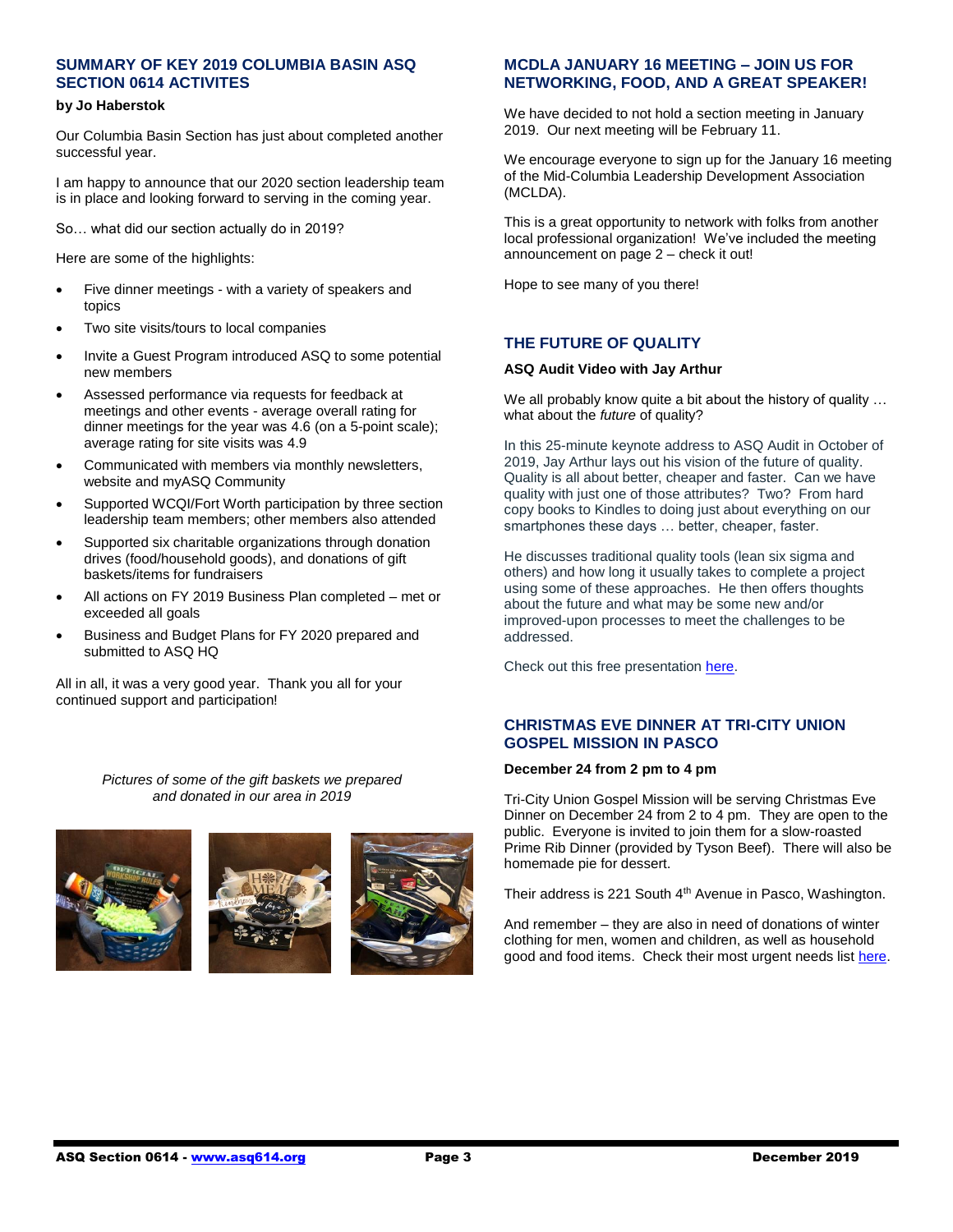## SUMMARY OF KEY 2019 COLUMBIA BASIN ASQ SECTION 0614 ACTIVITES

**by Jo Haberstok**

Our Columbia Basin Section has just about completed another successful year.

I am happy to announce that our 2020 section leadership team is in place and looking forward to serving in the coming year.

So… what did our section actually do in 2019?

Here are some of the highlights:

- Five dinner meetings - with a variety of speakers and topics
- Two site visits/tours to local companies
- Invite a Guest Program introduced ASQ to some potential new members
- Assessed performance via requests for feedback at meetings and other events - average overall rating for dinner meetings for the year was 4.6 (on a 5-point scale); average rating for site visits was 4.9
- Communicated with members via monthly newsletters, website and myASQ Community
- Supported WCQI/Fort Worth participation by three section leadership team members; other members also attended
- Supported six charitable organizations through donation drives (food/household goods), and donations of gift baskets/items for fundraisers
- All actions on FY 2019 Business Plan completed – met or exceeded all goals
- Business and Budget Plans for FY 2020 prepared and submitted to ASQ HQ

All in all, it was a very good year. Thank you all for your continued support and participation!

*Pictures of some of the gift baskets we prepared and donated in our area in 2019*

## MCDLA JANUARY 16 MEETING – JOIN US FOR NETWORKING, FOOD, AND A GREAT SPEAKER!

We have decided to not hold a section meeting in January 2019. Our next meeting will be February 11.

We encourage everyone to sign up for the January 16 meeting of the Mid-Columbia Leadership Development Association (MCLDA).

This is a great opportunity to network with folks from another local professional organization! We've included the meeting announcement on page 2 – check it out!

Hope to see many of you there!

## THE FUTURE OF QUALITY

**ASQ Audit Video with Jay Arthur**

We all probably know quite a bit about the history of quality … what about the *future* of quality?

In this 25-minute keynote address to ASQ Audit in October of 2019, Jay Arthur lays out his vision of the future of quality. Quality is all about better, cheaper and faster. Can we have quality with just one of those attributes? Two? From hard copy books to Kindles to doing just about everything on our smartphones these days … better, cheaper, faster.

He discusses traditional quality tools (lean six sigma and others) and how long it usually takes to complete a project using some of these approaches. He then offers thoughts about the future and what may be some new and/or improved-upon processes to meet the challenges to be addressed.

Check out this free presentation here.

## CHRISTMAS EVE DINNER AT TRI-CITY UNION GOSPEL MISSION IN PASCO

**December 24 from 2 pm to 4 pm**

Tri-City Union Gospel Mission will be serving Christmas Eve Dinner on December 24 from 2 to 4 pm. They are open to the public. Everyone is invited to join them for a slow-roasted Prime Rib Dinner (provided by Tyson Beef). There will also be homemade pie for dessert.

Their address is 221 South 4th Avenue in Pasco, Washington.

And remember – they are also in need of donations of winter clothing for men, women and children, as well as household good and food items. Check their most urgent needs list here.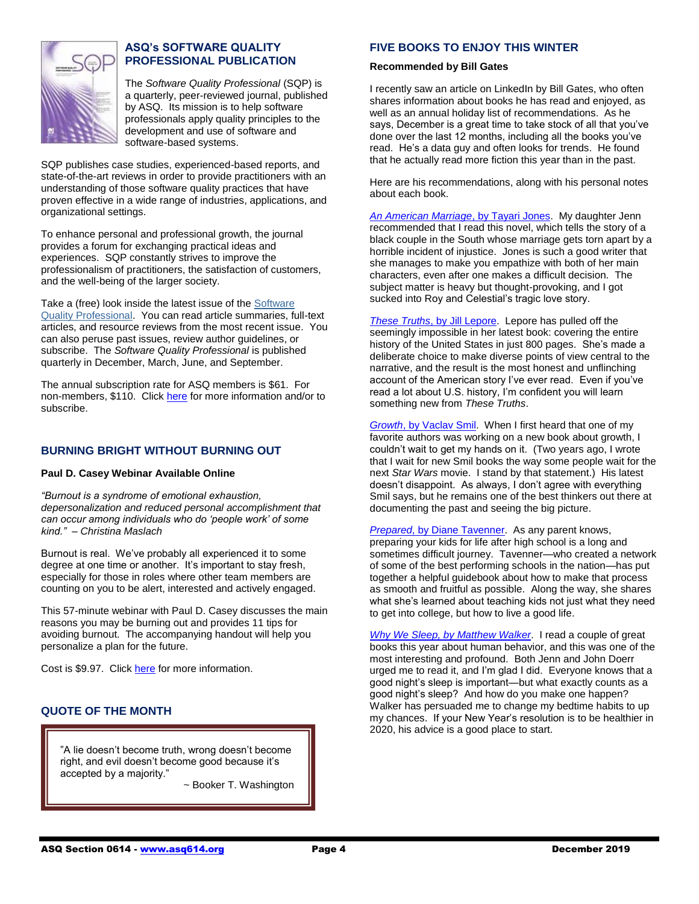## ASQ's SOFTWARE QUALITY PROFESSIONAL PUBLICATION

The *Software Quality Professional* (SQP) is a quarterly, peer-reviewed journal, published by ASQ. Its mission is to help software professionals apply quality principles to the development and use of software and software-based systems.

SQP publishes case studies, experienced-based reports, and state-of-the-art reviews in order to provide practitioners with an understanding of those software quality practices that have proven effective in a wide range of industries, applications, and organizational settings.

To enhance personal and professional growth, the journal provides a forum for exchanging practical ideas and experiences. SQP constantly strives to improve the professionalism of practitioners, the satisfaction of customers, and the well-being of the larger society.

Take a (free) look inside the latest issue of the Software Quality Professional. You can read article summaries, full-text articles, and resource reviews from the most recent issue. You can also peruse past issues, review author guidelines, or subscribe. The *Software Quality Professional* is published quarterly in December, March, June, and September.

The annual subscription rate for ASQ members is $61. For non-members, $110. Click here for more information and/or to subscribe.

## BURNING BRIGHT WITHOUT BURNING OUT

**Paul D. Casey Webinar Available Online**

*"Burnout is a syndrome of emotional exhaustion, depersonalization and reduced personal accomplishment that can occur among individuals who do 'people work' of some kind." – Christina Maslach*

Burnout is real. We've probably all experienced it to some degree at one time or another. It's important to stay fresh, especially for those in roles where other team members are counting on you to be alert, interested and actively engaged.

This 57-minute webinar with Paul D. Casey discusses the main reasons you may be burning out and provides 11 tips for avoiding burnout. The accompanying handout will help you personalize a plan for the future.

Cost is $9.97. Click here for more information.

## QUOTE OF THE MONTH

"A lie doesn't become truth, wrong doesn't become right, and evil doesn't become good because it's accepted by a majority."

~ Booker T. Washington

## FIVE BOOKS TO ENJOY THIS WINTER

**Recommended by Bill Gates**

I recently saw an article on LinkedIn by Bill Gates, who often shares information about books he has read and enjoyed, as well as an annual holiday list of recommendations. As he says, December is a great time to take stock of all that you've done over the last 12 months, including all the books you've read. He's a data guy and often looks for trends. He found that he actually read more fiction this year than in the past.

Here are his recommendations, along with his personal notes about each book.

*An American Marriage*, by Tayari Jones. My daughter Jenn recommended that I read this novel, which tells the story of a black couple in the South whose marriage gets torn apart by a horrible incident of injustice. Jones is such a good writer that she manages to make you empathize with both of her main characters, even after one makes a difficult decision. The subject matter is heavy but thought-provoking, and I got sucked into Roy and Celestial's tragic love story.

*These Truths*, by Jill Lepore. Lepore has pulled off the seemingly impossible in her latest book: covering the entire history of the United States in just 800 pages. She's made a deliberate choice to make diverse points of view central to the narrative, and the result is the most honest and unflinching account of the American story I've ever read. Even if you've read a lot about U.S. history, I'm confident you will learn something new from *These Truths*.

*Growth*, by Vaclav Smil. When I first heard that one of my favorite authors was working on a new book about growth, I couldn't wait to get my hands on it. (Two years ago, I wrote that I wait for new Smil books the way some people wait for the next *Star Wars* movie. I stand by that statement.) His latest doesn't disappoint. As always, I don't agree with everything Smil says, but he remains one of the best thinkers out there at documenting the past and seeing the big picture.

*Prepared*, by Diane Tavenner. As any parent knows, preparing your kids for life after high school is a long and sometimes difficult journey. Tavenner—who created a network of some of the best performing schools in the nation—has put together a helpful guidebook about how to make that process as smooth and fruitful as possible. Along the way, she shares what she's learned about teaching kids not just what they need to get into college, but how to live a good life.

*Why We Sleep, by Matthew Walker*. I read a couple of great books this year about human behavior, and this was one of the most interesting and profound. Both Jenn and John Doerr urged me to read it, and I'm glad I did. Everyone knows that a good night's sleep is important—but what exactly counts as a good night's sleep? And how do you make one happen? Walker has persuaded me to change my bedtime habits to up my chances. If your New Year's resolution is to be healthier in 2020, his advice is a good place to start.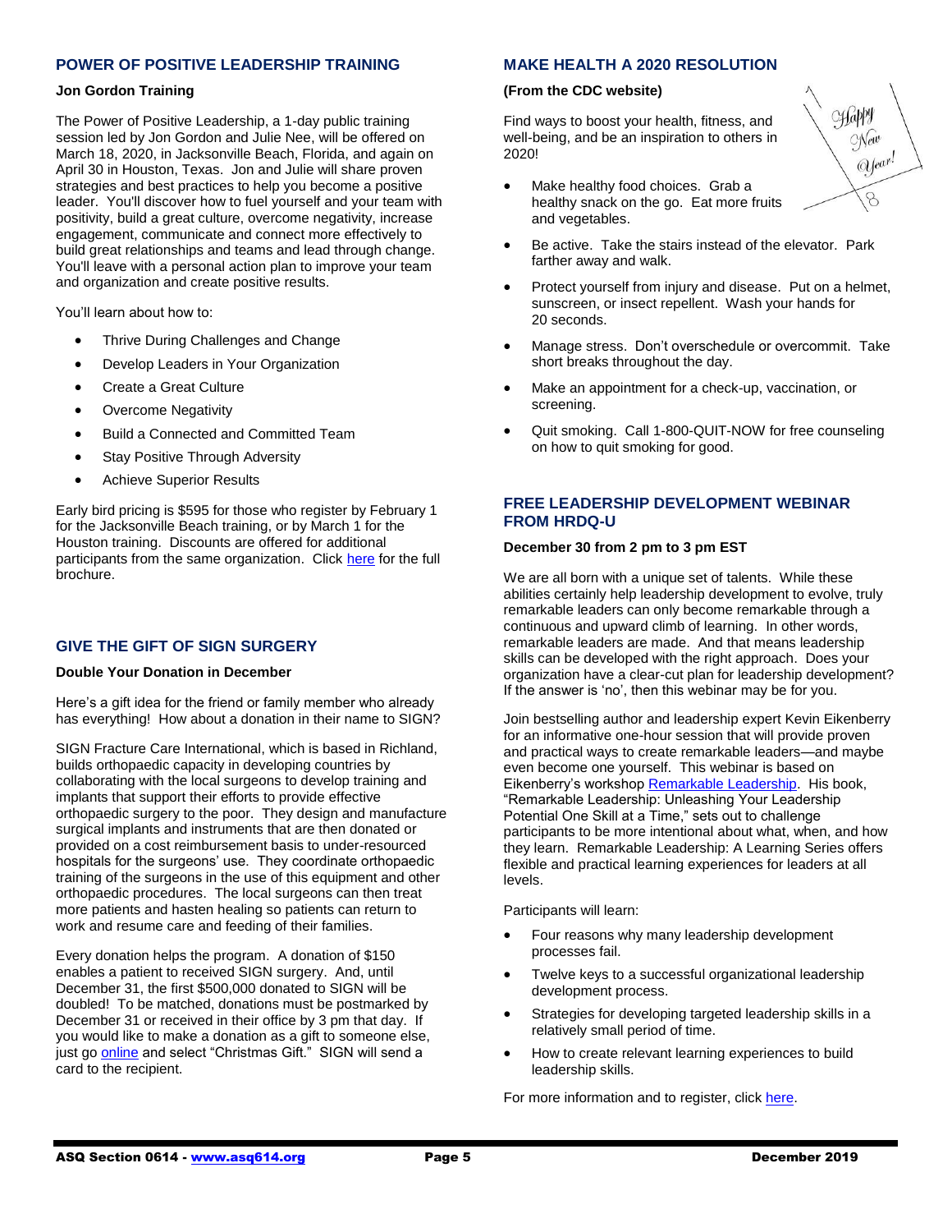## POWER OF POSITIVE LEADERSHIP TRAINING

**Jon Gordon Training**

The Power of Positive Leadership, a 1-day public training session led by Jon Gordon and Julie Nee, will be offered on March 18, 2020, in Jacksonville Beach, Florida, and again on April 30 in Houston, Texas. Jon and Julie will share proven strategies and best practices to help you become a positive leader. You'll discover how to fuel yourself and your team with positivity, build a great culture, overcome negativity, increase engagement, communicate and connect more effectively to build great relationships and teams and lead through change. You'll leave with a personal action plan to improve your team and organization and create positive results.

You'll learn about how to:

- Thrive During Challenges and Change
- Develop Leaders in Your Organization
- Create a Great Culture
- Overcome Negativity
- Build a Connected and Committed Team
- Stay Positive Through Adversity
- Achieve Superior Results

Early bird pricing is $595 for those who register by February 1 for the Jacksonville Beach training, or by March 1 for the Houston training. Discounts are offered for additional participants from the same organization. Click here for the full brochure.

## GIVE THE GIFT OF SIGN SURGERY

**Double Your Donation in December**

Here's a gift idea for the friend or family member who already has everything! How about a donation in their name to SIGN?

SIGN Fracture Care International, which is based in Richland, builds orthopaedic capacity in developing countries by collaborating with the local surgeons to develop training and implants that support their efforts to provide effective orthopaedic surgery to the poor. They design and manufacture surgical implants and instruments that are then donated or provided on a cost reimbursement basis to under-resourced hospitals for the surgeons' use. They coordinate orthopaedic training of the surgeons in the use of this equipment and other orthopaedic procedures. The local surgeons can then treat more patients and hasten healing so patients can return to work and resume care and feeding of their families.

Every donation helps the program. A donation of $150 enables a patient to received SIGN surgery. And, until December 31, the first $500,000 donated to SIGN will be doubled! To be matched, donations must be postmarked by December 31 or received in their office by 3 pm that day. If you would like to make a donation as a gift to someone else, just go online and select "Christmas Gift." SIGN will send a card to the recipient.

## MAKE HEALTH A 2020 RESOLUTION

**(From the CDC website)**

Find ways to boost your health, fitness, and well-being, and be an inspiration to others in 2020!

- Make healthy food choices. Grab a healthy snack on the go. Eat more fruits and vegetables.
- Be active. Take the stairs instead of the elevator. Park farther away and walk.
- Protect yourself from injury and disease. Put on a helmet, sunscreen, or insect repellent. Wash your hands for 20 seconds.
- Manage stress. Don't overschedule or overcommit. Take short breaks throughout the day.
- Make an appointment for a check-up, vaccination, or screening.
- Quit smoking. Call 1-800-QUIT-NOW for free counseling on how to quit smoking for good.

## FREE LEADERSHIP DEVELOPMENT WEBINAR FROM HRDQ-U

**December 30 from 2 pm to 3 pm EST**

We are all born with a unique set of talents. While these abilities certainly help leadership development to evolve, truly remarkable leaders can only become remarkable through a continuous and upward climb of learning. In other words, remarkable leaders are made. And that means leadership skills can be developed with the right approach. Does your organization have a clear-cut plan for leadership development? If the answer is 'no', then this webinar may be for you.

Join bestselling author and leadership expert Kevin Eikenberry for an informative one-hour session that will provide proven and practical ways to create remarkable leaders—and maybe even become one yourself. This webinar is based on Eikenberry's workshop Remarkable Leadership. His book, "Remarkable Leadership: Unleashing Your Leadership Potential One Skill at a Time," sets out to challenge participants to be more intentional about what, when, and how they learn. Remarkable Leadership: A Learning Series offers flexible and practical learning experiences for leaders at all levels.

Participants will learn:

- Four reasons why many leadership development processes fail.
- Twelve keys to a successful organizational leadership development process.
- Strategies for developing targeted leadership skills in a relatively small period of time.
- How to create relevant learning experiences to build leadership skills.

For more information and to register, click here.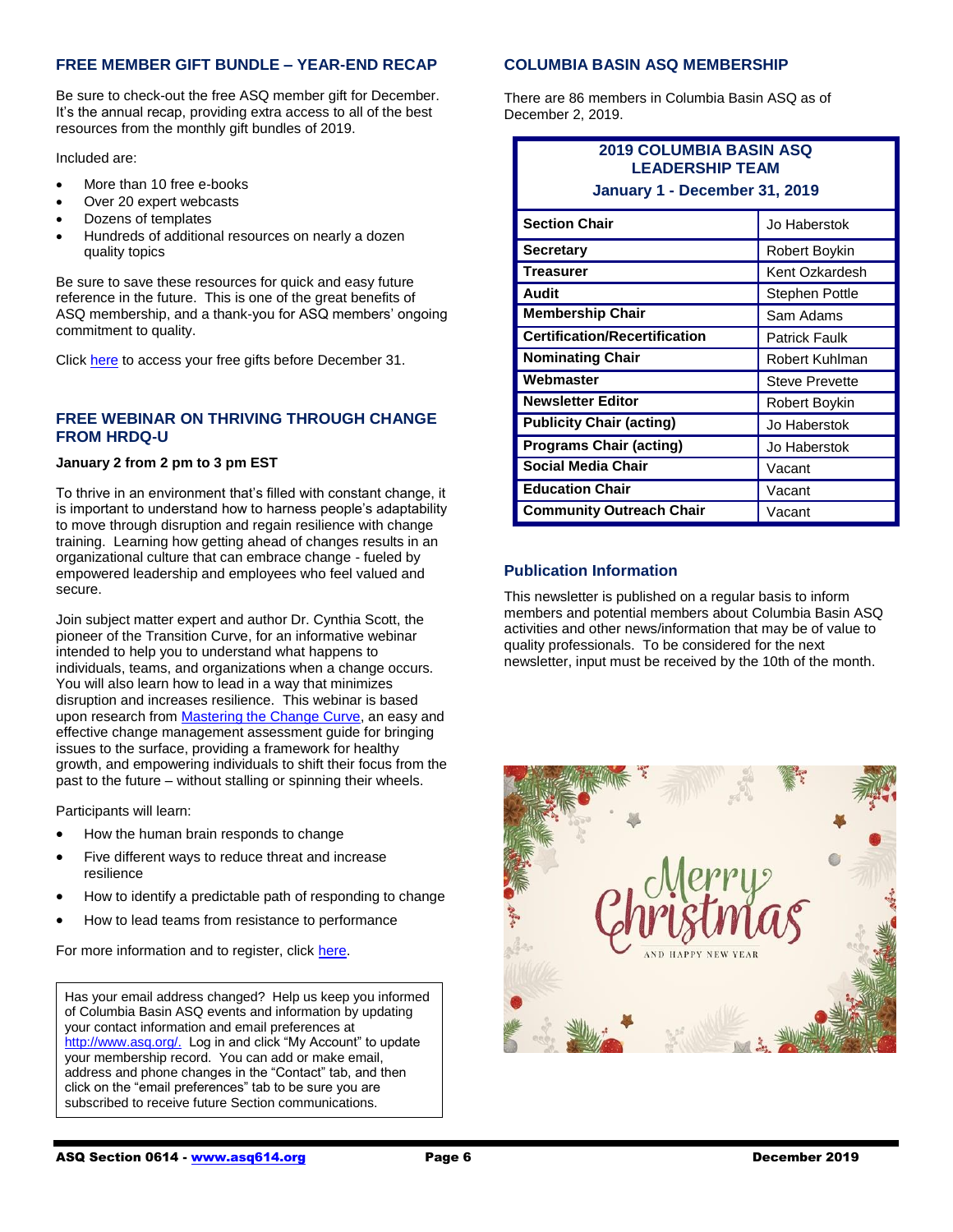## FREE MEMBER GIFT BUNDLE – YEAR-END RECAP

Be sure to check-out the free ASQ member gift for December. It's the annual recap, providing extra access to all of the best resources from the monthly gift bundles of 2019.

Included are:

- More than 10 free e-books
- Over 20 expert webcasts
- Dozens of templates
- Hundreds of additional resources on nearly a dozen quality topics

Be sure to save these resources for quick and easy future reference in the future. This is one of the great benefits of ASQ membership, and a thank-you for ASQ members' ongoing commitment to quality.

Click here to access your free gifts before December 31.

## FREE WEBINAR ON THRIVING THROUGH CHANGE FROM HRDQ-U

**January 2 from 2 pm to 3 pm EST**

To thrive in an environment that's filled with constant change, it is important to understand how to harness people's adaptability to move through disruption and regain resilience with change training. Learning how getting ahead of changes results in an organizational culture that can embrace change - fueled by empowered leadership and employees who feel valued and secure.

Join subject matter expert and author Dr. Cynthia Scott, the pioneer of the Transition Curve, for an informative webinar intended to help you to understand what happens to individuals, teams, and organizations when a change occurs. You will also learn how to lead in a way that minimizes disruption and increases resilience. This webinar is based upon research from Mastering the Change Curve, an easy and effective change management assessment guide for bringing issues to the surface, providing a framework for healthy growth, and empowering individuals to shift their focus from the past to the future – without stalling or spinning their wheels.

Participants will learn:

- How the human brain responds to change
- Five different ways to reduce threat and increase resilience
- How to identify a predictable path of responding to change
- How to lead teams from resistance to performance

For more information and to register, click here.

Has your email address changed? Help us keep you informed of Columbia Basin ASQ events and information by updating your contact information and email preferences at http://www.asq.org/. Log in and click "My Account" to update your membership record. You can add or make email, address and phone changes in the "Contact" tab, and then click on the "email preferences" tab to be sure you are subscribed to receive future Section communications.

## COLUMBIA BASIN ASQ MEMBERSHIP

There are 86 members in Columbia Basin ASQ as of December 2, 2019.

**2019 COLUMBIA BASIN ASQ LEADERSHIP TEAM**
**January 1 - December 31, 2019**

| | |
|---|---|
| **Section Chair** | Jo Haberstok |
| **Secretary** | Robert Boykin |
| **Treasurer** | Kent Ozkardesh |
| **Audit** | Stephen Pottle |
| **Membership Chair** | Sam Adams |
| **Certification/Recertification** | Patrick Faulk |
| **Nominating Chair** | Robert Kuhlman |
| **Webmaster** | Steve Prevette |
| **Newsletter Editor** | Robert Boykin |
| **Publicity Chair (acting)** | Jo Haberstok |
| **Programs Chair (acting)** | Jo Haberstok |
| **Social Media Chair** | Vacant |
| **Education Chair** | Vacant |
| **Community Outreach Chair** | Vacant |

### Publication Information

This newsletter is published on a regular basis to inform members and potential members about Columbia Basin ASQ activities and other news/information that may be of value to quality professionals. To be considered for the next newsletter, input must be received by the 10th of the month.

Merry Christmas
AND HAPPY NEW YEAR